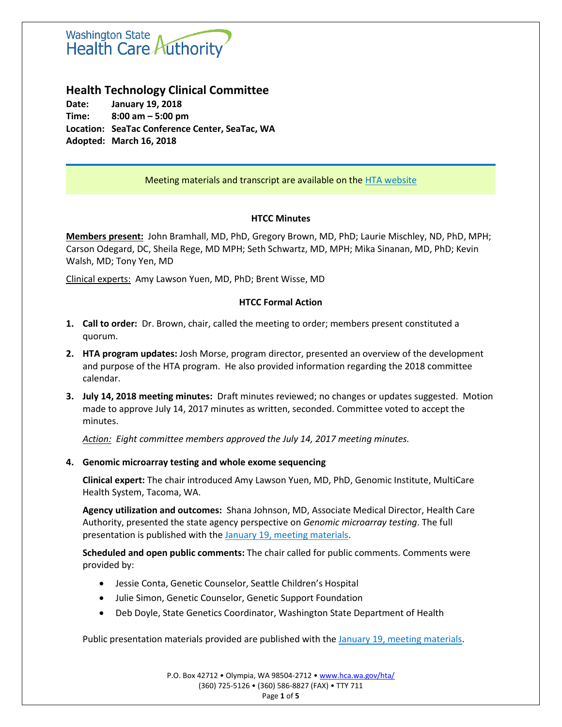Washington State Health Care Authority

# Health Technology Clinical Committee

**Date:** **January 19, 2018**
**Time:** **8:00 am – 5:00 pm**
**Location:** **SeaTac Conference Center, SeaTac, WA**
**Adopted:** **March 16, 2018**

Meeting materials and transcript are available on the HTA website

## HTCC Minutes

**Members present:** John Bramhall, MD, PhD, Gregory Brown, MD, PhD; Laurie Mischley, ND, PhD, MPH; Carson Odegard, DC, Sheila Rege, MD MPH; Seth Schwartz, MD, MPH; Mika Sinanan, MD, PhD; Kevin Walsh, MD; Tony Yen, MD

Clinical experts: Amy Lawson Yuen, MD, PhD; Brent Wisse, MD

## HTCC Formal Action

1. **Call to order:** Dr. Brown, chair, called the meeting to order; members present constituted a quorum.

2. **HTA program updates:** Josh Morse, program director, presented an overview of the development and purpose of the HTA program. He also provided information regarding the 2018 committee calendar.

3. **July 14, 2018 meeting minutes:** Draft minutes reviewed; no changes or updates suggested. Motion made to approve July 14, 2017 minutes as written, seconded. Committee voted to accept the minutes.

   *Action: Eight committee members approved the July 14, 2017 meeting minutes.*

4. **Genomic microarray testing and whole exome sequencing**

   **Clinical expert:** The chair introduced Amy Lawson Yuen, MD, PhD, Genomic Institute, MultiCare Health System, Tacoma, WA.

   **Agency utilization and outcomes:** Shana Johnson, MD, Associate Medical Director, Health Care Authority, presented the state agency perspective on *Genomic microarray testing*. The full presentation is published with the January 19, meeting materials.

   **Scheduled and open public comments:** The chair called for public comments. Comments were provided by:

   - Jessie Conta, Genetic Counselor, Seattle Children's Hospital
   - Julie Simon, Genetic Counselor, Genetic Support Foundation
   - Deb Doyle, State Genetics Coordinator, Washington State Department of Health

   Public presentation materials provided are published with the January 19, meeting materials.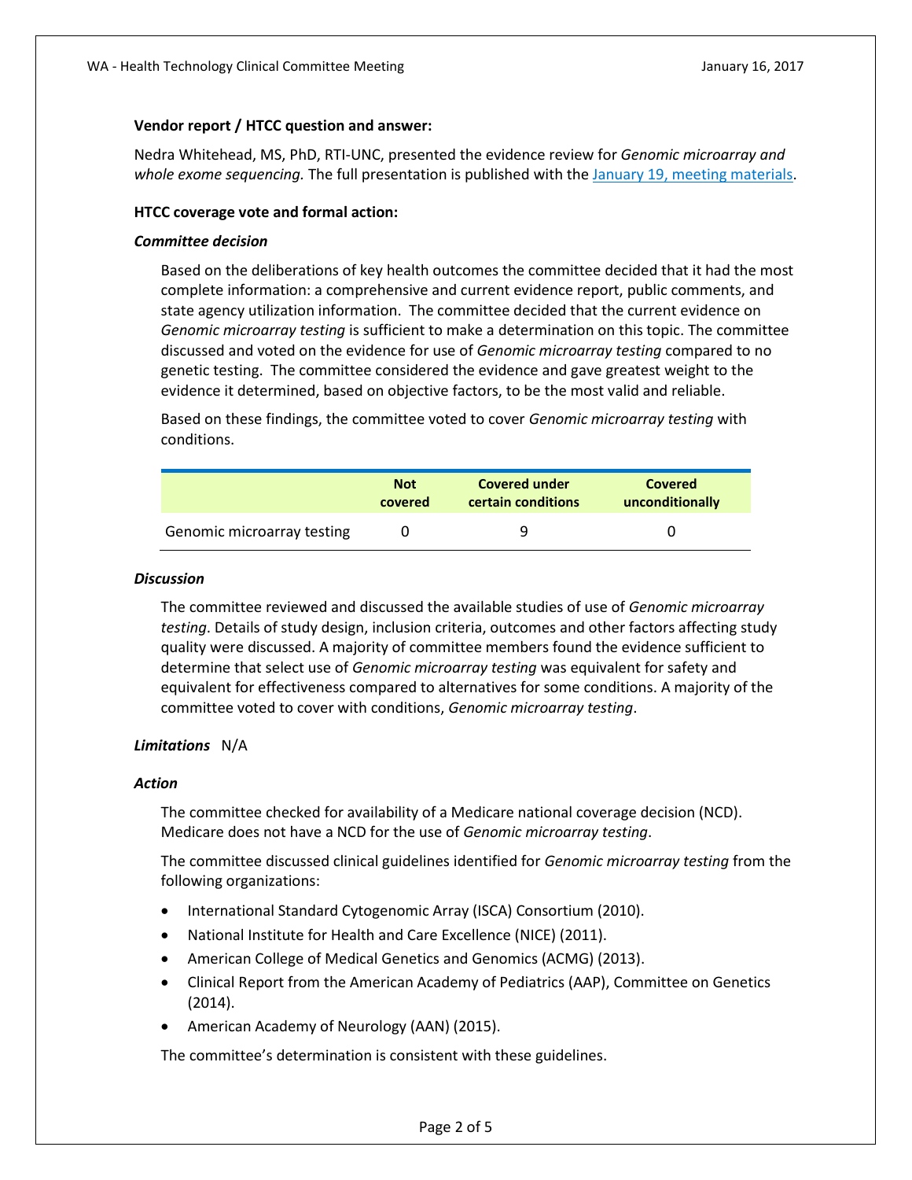**Vendor report / HTCC question and answer:**

Nedra Whitehead, MS, PhD, RTI-UNC, presented the evidence review for *Genomic microarray and whole exome sequencing.* The full presentation is published with the January 19, meeting materials.

**HTCC coverage vote and formal action:**

***Committee decision***

Based on the deliberations of key health outcomes the committee decided that it had the most complete information: a comprehensive and current evidence report, public comments, and state agency utilization information. The committee decided that the current evidence on *Genomic microarray testing* is sufficient to make a determination on this topic. The committee discussed and voted on the evidence for use of *Genomic microarray testing* compared to no genetic testing. The committee considered the evidence and gave greatest weight to the evidence it determined, based on objective factors, to be the most valid and reliable.

Based on these findings, the committee voted to cover *Genomic microarray testing* with conditions.

| | Not covered | Covered under certain conditions | Covered unconditionally |
|---|---|---|---|
| Genomic microarray testing | 0 | 9 | 0 |

***Discussion***

The committee reviewed and discussed the available studies of use of *Genomic microarray testing*. Details of study design, inclusion criteria, outcomes and other factors affecting study quality were discussed. A majority of committee members found the evidence sufficient to determine that select use of *Genomic microarray testing* was equivalent for safety and equivalent for effectiveness compared to alternatives for some conditions. A majority of the committee voted to cover with conditions, *Genomic microarray testing*.

***Limitations*** N/A

***Action***

The committee checked for availability of a Medicare national coverage decision (NCD). Medicare does not have a NCD for the use of *Genomic microarray testing*.

The committee discussed clinical guidelines identified for *Genomic microarray testing* from the following organizations:

- International Standard Cytogenomic Array (ISCA) Consortium (2010).
- National Institute for Health and Care Excellence (NICE) (2011).
- American College of Medical Genetics and Genomics (ACMG) (2013).
- Clinical Report from the American Academy of Pediatrics (AAP), Committee on Genetics (2014).
- American Academy of Neurology (AAN) (2015).

The committee's determination is consistent with these guidelines.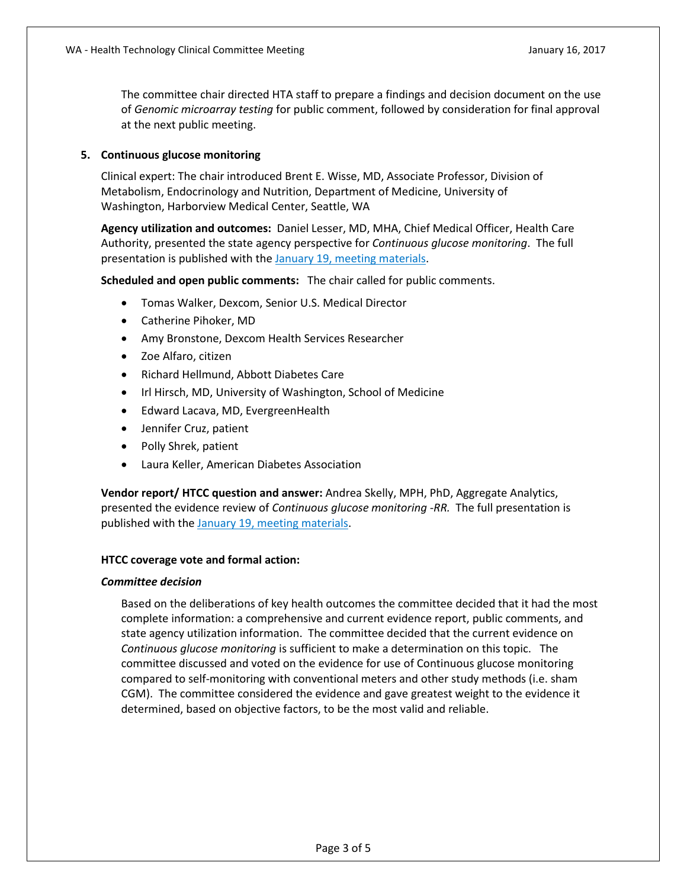The committee chair directed HTA staff to prepare a findings and decision document on the use of *Genomic microarray testing* for public comment, followed by consideration for final approval at the next public meeting.

## 5. Continuous glucose monitoring

Clinical expert: The chair introduced Brent E. Wisse, MD, Associate Professor, Division of Metabolism, Endocrinology and Nutrition, Department of Medicine, University of Washington, Harborview Medical Center, Seattle, WA

**Agency utilization and outcomes:** Daniel Lesser, MD, MHA, Chief Medical Officer, Health Care Authority, presented the state agency perspective for *Continuous glucose monitoring*. The full presentation is published with the January 19, meeting materials.

**Scheduled and open public comments:** The chair called for public comments.

- Tomas Walker, Dexcom, Senior U.S. Medical Director
- Catherine Pihoker, MD
- Amy Bronstone, Dexcom Health Services Researcher
- Zoe Alfaro, citizen
- Richard Hellmund, Abbott Diabetes Care
- Irl Hirsch, MD, University of Washington, School of Medicine
- Edward Lacava, MD, EvergreenHealth
- Jennifer Cruz, patient
- Polly Shrek, patient
- Laura Keller, American Diabetes Association

**Vendor report/ HTCC question and answer:** Andrea Skelly, MPH, PhD, Aggregate Analytics, presented the evidence review of *Continuous glucose monitoring -RR.* The full presentation is published with the January 19, meeting materials.

**HTCC coverage vote and formal action:**

***Committee decision***

Based on the deliberations of key health outcomes the committee decided that it had the most complete information: a comprehensive and current evidence report, public comments, and state agency utilization information. The committee decided that the current evidence on *Continuous glucose monitoring* is sufficient to make a determination on this topic. The committee discussed and voted on the evidence for use of Continuous glucose monitoring compared to self-monitoring with conventional meters and other study methods (i.e. sham CGM). The committee considered the evidence and gave greatest weight to the evidence it determined, based on objective factors, to be the most valid and reliable.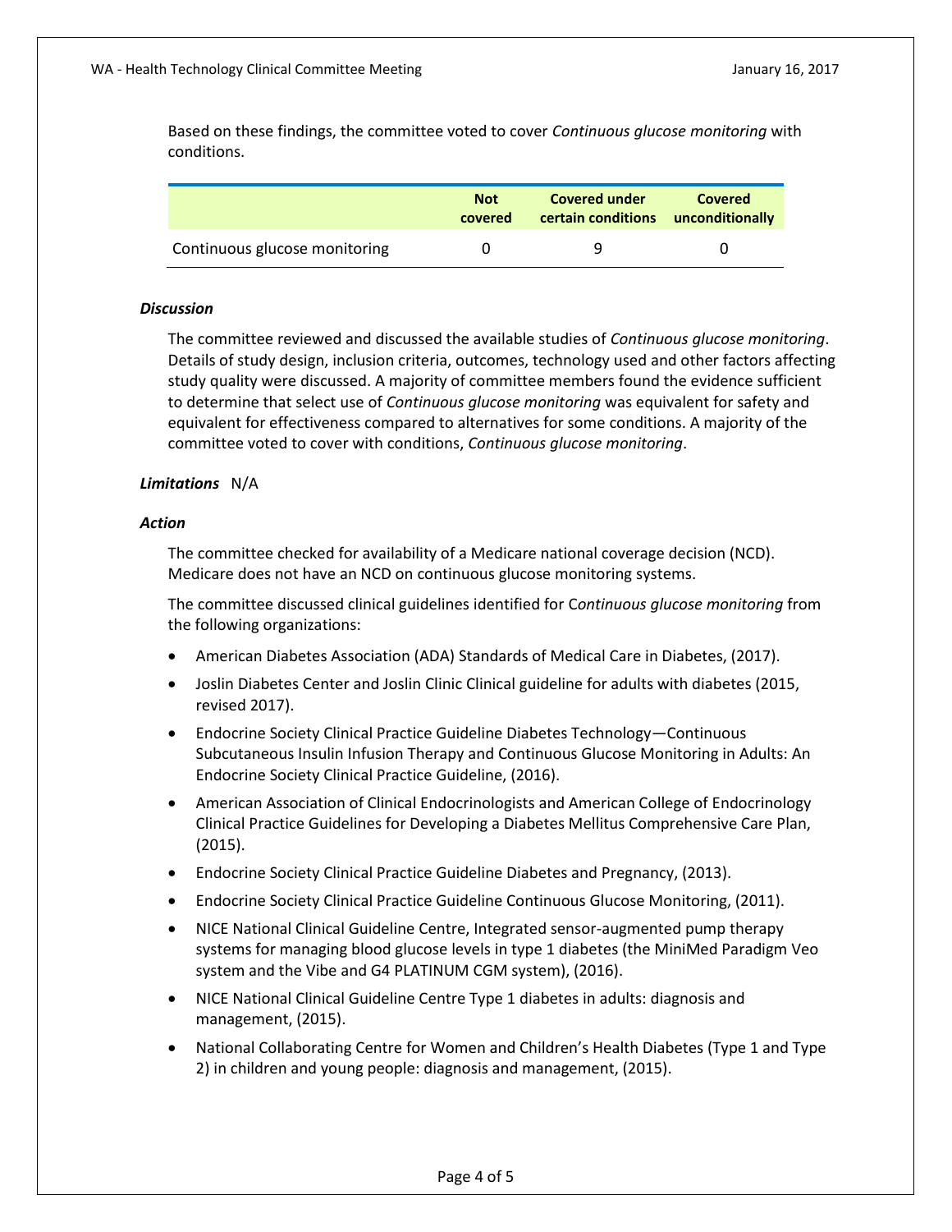Based on these findings, the committee voted to cover *Continuous glucose monitoring* with conditions.

| | Not covered | Covered under certain conditions | Covered unconditionally |
|---|---|---|---|
| Continuous glucose monitoring | 0 | 9 | 0 |

***Discussion***

The committee reviewed and discussed the available studies of *Continuous glucose monitoring*. Details of study design, inclusion criteria, outcomes, technology used and other factors affecting study quality were discussed. A majority of committee members found the evidence sufficient to determine that select use of *Continuous glucose monitoring* was equivalent for safety and equivalent for effectiveness compared to alternatives for some conditions. A majority of the committee voted to cover with conditions, *Continuous glucose monitoring*.

***Limitations*** N/A

***Action***

The committee checked for availability of a Medicare national coverage decision (NCD). Medicare does not have an NCD on continuous glucose monitoring systems.

The committee discussed clinical guidelines identified for C*ontinuous glucose monitoring* from the following organizations:

- American Diabetes Association (ADA) Standards of Medical Care in Diabetes, (2017).
- Joslin Diabetes Center and Joslin Clinic Clinical guideline for adults with diabetes (2015, revised 2017).
- Endocrine Society Clinical Practice Guideline Diabetes Technology—Continuous Subcutaneous Insulin Infusion Therapy and Continuous Glucose Monitoring in Adults: An Endocrine Society Clinical Practice Guideline, (2016).
- American Association of Clinical Endocrinologists and American College of Endocrinology Clinical Practice Guidelines for Developing a Diabetes Mellitus Comprehensive Care Plan, (2015).
- Endocrine Society Clinical Practice Guideline Diabetes and Pregnancy, (2013).
- Endocrine Society Clinical Practice Guideline Continuous Glucose Monitoring, (2011).
- NICE National Clinical Guideline Centre, Integrated sensor-augmented pump therapy systems for managing blood glucose levels in type 1 diabetes (the MiniMed Paradigm Veo system and the Vibe and G4 PLATINUM CGM system), (2016).
- NICE National Clinical Guideline Centre Type 1 diabetes in adults: diagnosis and management, (2015).
- National Collaborating Centre for Women and Children's Health Diabetes (Type 1 and Type 2) in children and young people: diagnosis and management, (2015).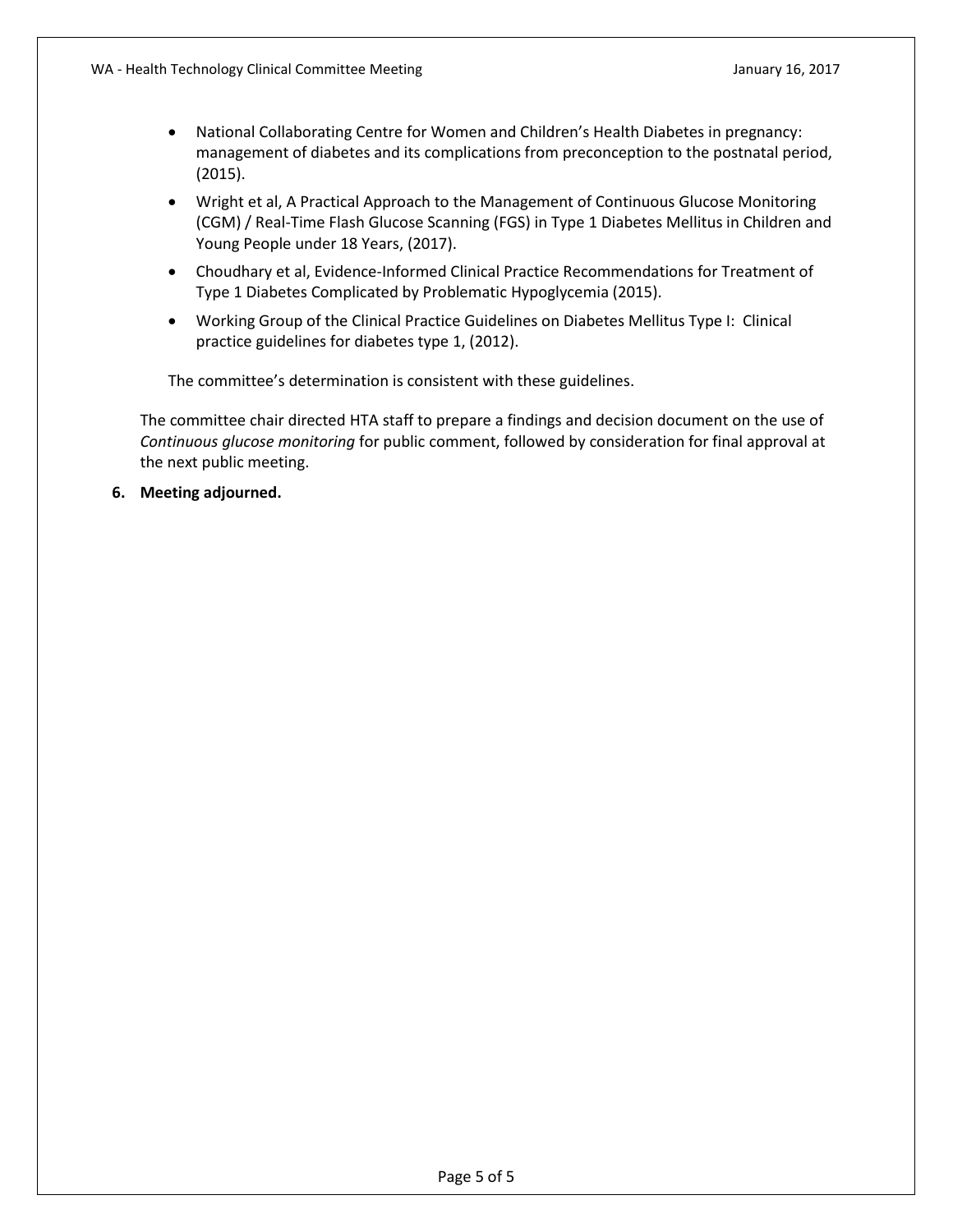- National Collaborating Centre for Women and Children's Health Diabetes in pregnancy: management of diabetes and its complications from preconception to the postnatal period, (2015).
- Wright et al, A Practical Approach to the Management of Continuous Glucose Monitoring (CGM) / Real-Time Flash Glucose Scanning (FGS) in Type 1 Diabetes Mellitus in Children and Young People under 18 Years, (2017).
- Choudhary et al, Evidence-Informed Clinical Practice Recommendations for Treatment of Type 1 Diabetes Complicated by Problematic Hypoglycemia (2015).
- Working Group of the Clinical Practice Guidelines on Diabetes Mellitus Type I: Clinical practice guidelines for diabetes type 1, (2012).

The committee's determination is consistent with these guidelines.

The committee chair directed HTA staff to prepare a findings and decision document on the use of *Continuous glucose monitoring* for public comment, followed by consideration for final approval at the next public meeting.

**6. Meeting adjourned.**